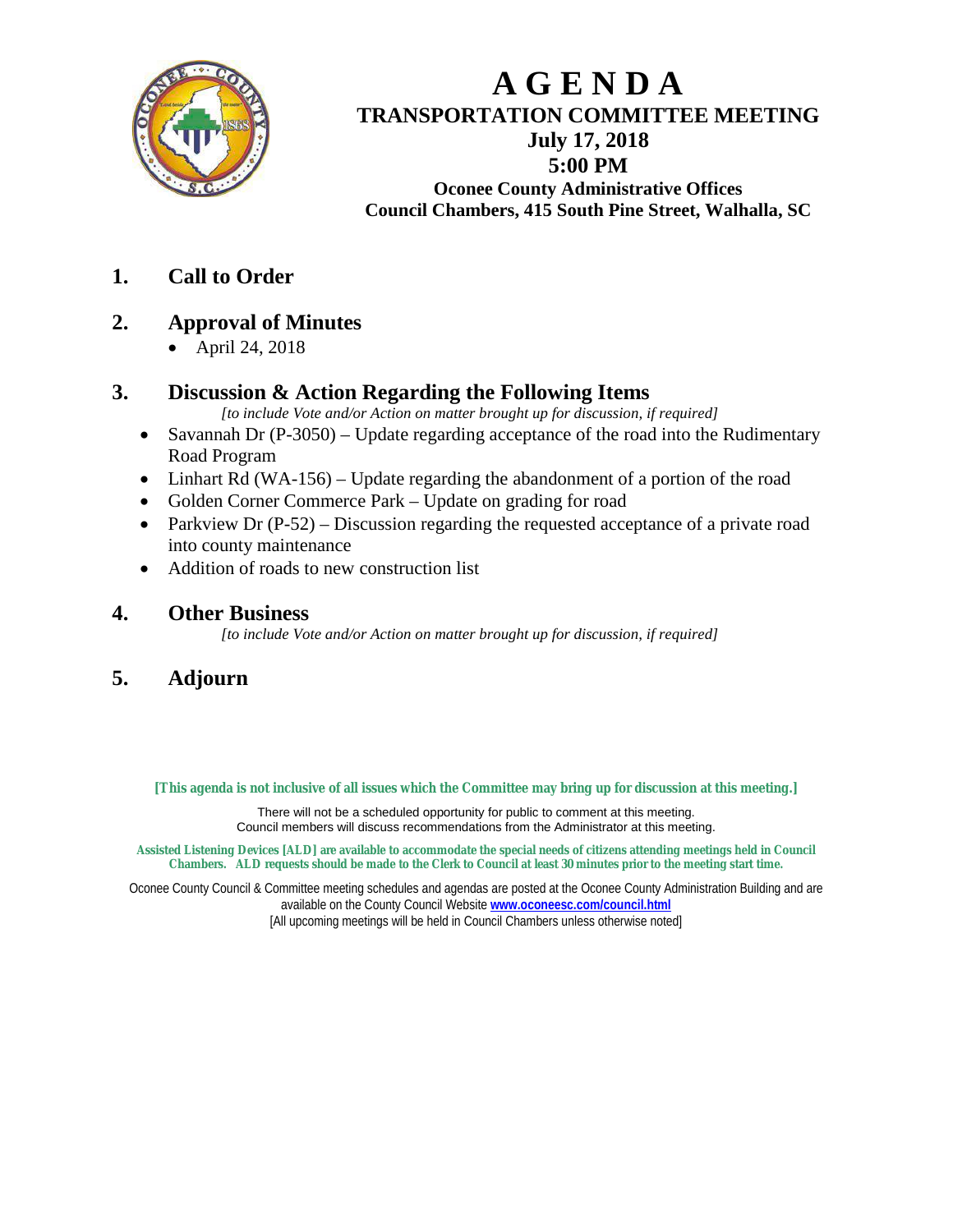# A G E N D A

## TRANSPORTATION COMMITTEE MEETING

**July 17, 2018**

**5:00 PM**

**Oconee County Administrative Offices**

**Council Chambers, 415 South Pine Street, Walhalla, SC**

## 1. Call to Order

## 2. Approval of Minutes

- April 24, 2018

## 3. Discussion & Action Regarding the Following Items

*[to include Vote and/or Action on matter brought up for discussion, if required]*

- Savannah Dr (P-3050) – Update regarding acceptance of the road into the Rudimentary Road Program
- Linhart Rd (WA-156) – Update regarding the abandonment of a portion of the road
- Golden Corner Commerce Park – Update on grading for road
- Parkview Dr (P-52) – Discussion regarding the requested acceptance of a private road into county maintenance
- Addition of roads to new construction list

## 4. Other Business

*[to include Vote and/or Action on matter brought up for discussion, if required]*

## 5. Adjourn

**[This agenda is not inclusive of all issues which the Committee may bring up for discussion at this meeting.]**

There will not be a scheduled opportunity for public to comment at this meeting.
Council members will discuss recommendations from the Administrator at this meeting.

**Assisted Listening Devices [ALD] are available to accommodate the special needs of citizens attending meetings held in Council Chambers. ALD requests should be made to the Clerk to Council at least 30 minutes prior to the meeting start time.**

Oconee County Council & Committee meeting schedules and agendas are posted at the Oconee County Administration Building and are available on the County Council Website **www.oconeesc.com/council.html**
[All upcoming meetings will be held in Council Chambers unless otherwise noted]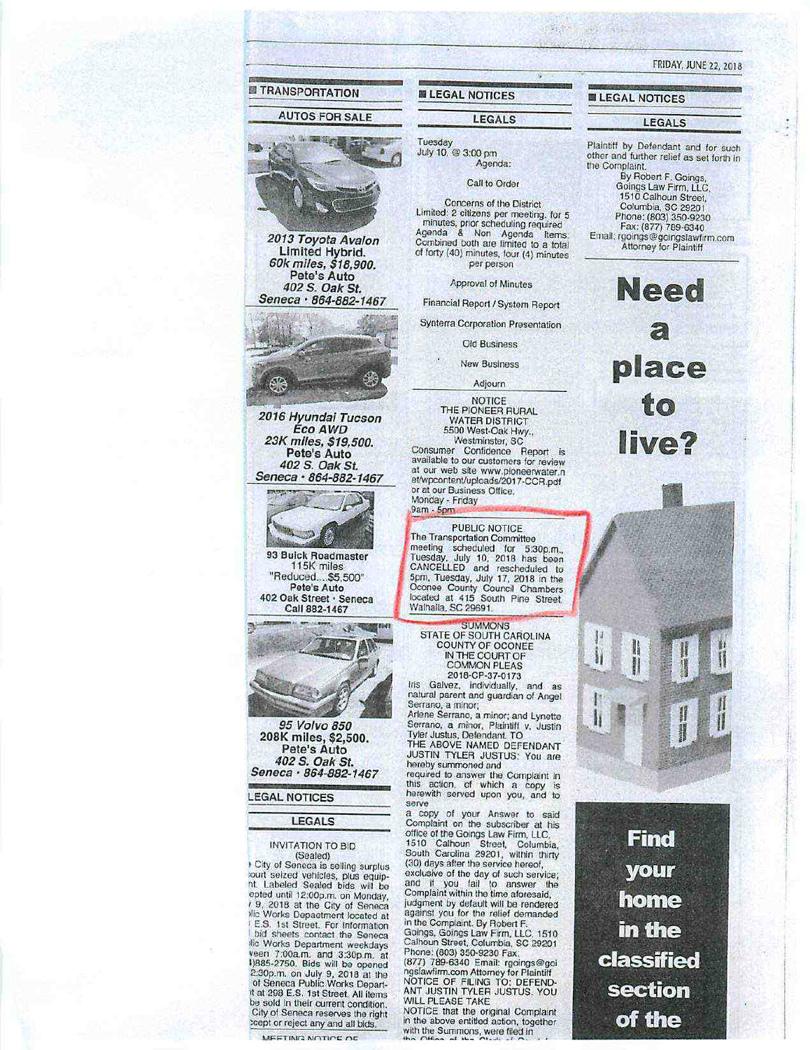## TRANSPORTATION

### AUTOS FOR SALE

***2013 Toyota Avalon Limited Hybrid. 60k miles, $18,900. Pete's Auto 402 S. Oak St. Seneca · 864-882-1467***

***2016 Hyundai Tucson Eco AWD 23K miles, $19,500. Pete's Auto 402 S. Oak St. Seneca · 864-882-1467***

**93 Buick Roadmaster**
**115K miles**
**"Reduced....$5,500"**
**Pete's Auto**
**402 Oak Street · Seneca**
**Call 882-1467**

***95 Volvo 850 208K miles, $2,500. Pete's Auto 402 S. Oak St. Seneca · 864-882-1467***

## LEGAL NOTICES

### LEGALS

INVITATION TO BID
(Sealed)

City of Seneca is selling surplus court seized vehicles, plus equipment. Labeled Sealed bids will be accepted until 12:00p.m. on Monday, 9, 2018 at the City of Seneca Public Works Department located at E.S. 1st Street. For information bid sheets contact the Seneca Public Works Department weekdays between 7:00a.m. and 3:30p.m. at (864)885-2750. Bids will be opened 2:30p.m. on July 9, 2018 at the of Seneca Public Works Department at 298 E.S. 1st Street. All items be sold in their current condition. City of Seneca reserves the right accept or reject any and all bids.

MEETING NOTICE OF

## LEGAL NOTICES

### LEGALS

Tuesday
July 10, @ 3:00 pm
Agenda:

Call to Order

Concerns of the District
Limited: 2 citizens per meeting, for 5 minutes, prior scheduling required Agenda & Non Agenda Items. Combined both are limited to a total of forty (40) minutes, four (4) minutes per person

Approval of Minutes

Financial Report / System Report

Synterra Corporation Presentation

Old Business

New Business

Adjourn

NOTICE
THE PIONEER RURAL WATER DISTRICT
5500 West-Oak Hwy.,
Westminster, SC

Consumer Confidence Report is available to our customers for review at our web site www.pioneerwater.net/wpcontent/uploads/2017-CCR.pdf or at our Business Office.
Monday - Friday
9am - 5pm

PUBLIC NOTICE
The Transportation Committee meeting scheduled for 5:30p.m., Tuesday, July 10, 2018 has been CANCELLED and rescheduled to 5pm, Tuesday, July 17, 2018 in the Oconee County Council Chambers located at 415 South Pine Street, Walhalla, SC 29691.

SUMMONS
STATE OF SOUTH CAROLINA
COUNTY OF OCONEE
IN THE COURT OF COMMON PLEAS
2018-CP-37-0173

Iris Galvez, individually, and as natural parent and guardian of Angel Serrano, a minor;
Arlene Serrano, a minor; and Lynette Serrano, a minor, Plaintiff v. Justin Tyler Justus, Defendant. TO THE ABOVE NAMED DEFENDANT JUSTIN TYLER JUSTUS: You are hereby summoned and required to answer the Complaint in this action, of which a copy is herewith served upon you, and to serve a copy of your Answer to said Complaint on the subscriber at his office of the Goings Law Firm, LLC, 1510 Calhoun Street, Columbia, South Carolina 29201, within thirty (30) days after the service hereof, exclusive of the day of such service; and if you fail to answer the Complaint within the time aforesaid, judgment by default will be rendered against you for the relief demanded in the Complaint. By Robert F. Goings, Goings Law Firm, LLC, 1510 Calhoun Street, Columbia, SC 29201 Phone: (803) 350-9230 Fax: (877) 789-6340 Email: rgoings@goingslawfirm.com Attorney for Plaintiff
NOTICE OF FILING TO: DEFENDANT JUSTIN TYLER JUSTUS, YOU WILL PLEASE TAKE NOTICE that the original Complaint in the above entitled action, together with the Summons, were filed in the Office of the Clerk of Court for

## LEGAL NOTICES

### LEGALS

Plaintiff by Defendant and for such other and further relief as set forth in the Complaint.
By Robert F. Goings,
Goings Law Firm, LLC,
1510 Calhoun Street,
Columbia, SC 29201
Phone: (803) 350-9230
Fax: (877) 789-6340
Email: rgoings@goingslawfirm.com
Attorney for Plaintiff

# Need a place to live?

**Find your home in the classified section of the**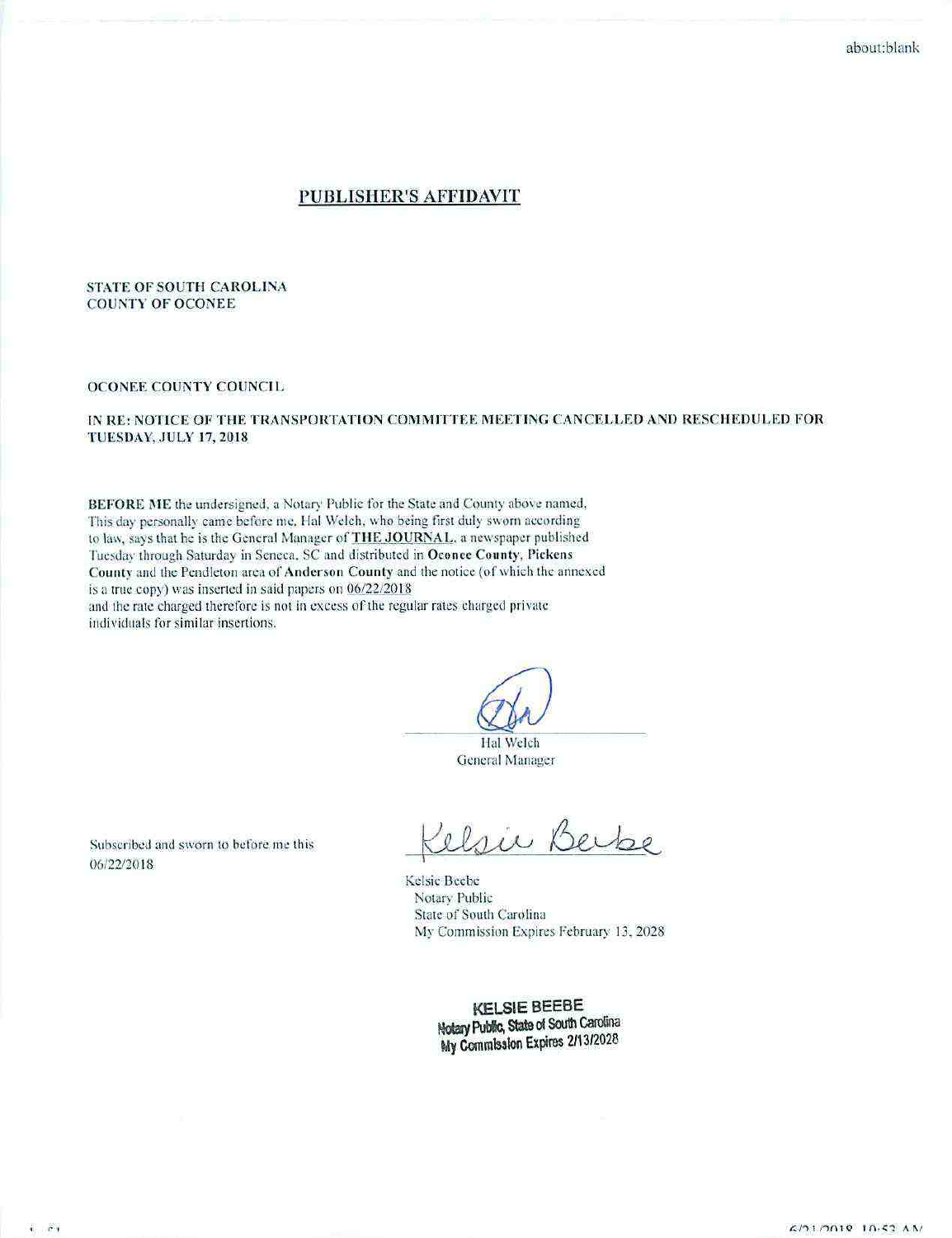# PUBLISHER'S AFFIDAVIT

**STATE OF SOUTH CAROLINA**
**COUNTY OF OCONEE**

**OCONEE COUNTY COUNCIL**

**IN RE: NOTICE OF THE TRANSPORTATION COMMITTEE MEETING CANCELLED AND RESCHEDULED FOR TUESDAY, JULY 17, 2018**

**BEFORE ME** the undersigned, a Notary Public for the State and County above named, This day personally came before me, Hal Welch, who being first duly sworn according to law, says that he is the General Manager of **THE JOURNAL**, a newspaper published Tuesday through Saturday in Seneca, SC and distributed in **Oconee County**, **Pickens County** and the Pendleton area of **Anderson County** and the notice (of which the annexed is a true copy) was inserted in said papers on 06/22/2018 and the rate charged therefore is not in excess of the regular rates charged private individuals for similar insertions.

Hal Welch
General Manager

Subscribed and sworn to before me this 06/22/2018

Kelsie Beebe
Notary Public
State of South Carolina
My Commission Expires February 13, 2028

**KELSIE BEEBE**
**Notary Public, State of South Carolina**
**My Commission Expires 2/13/2028**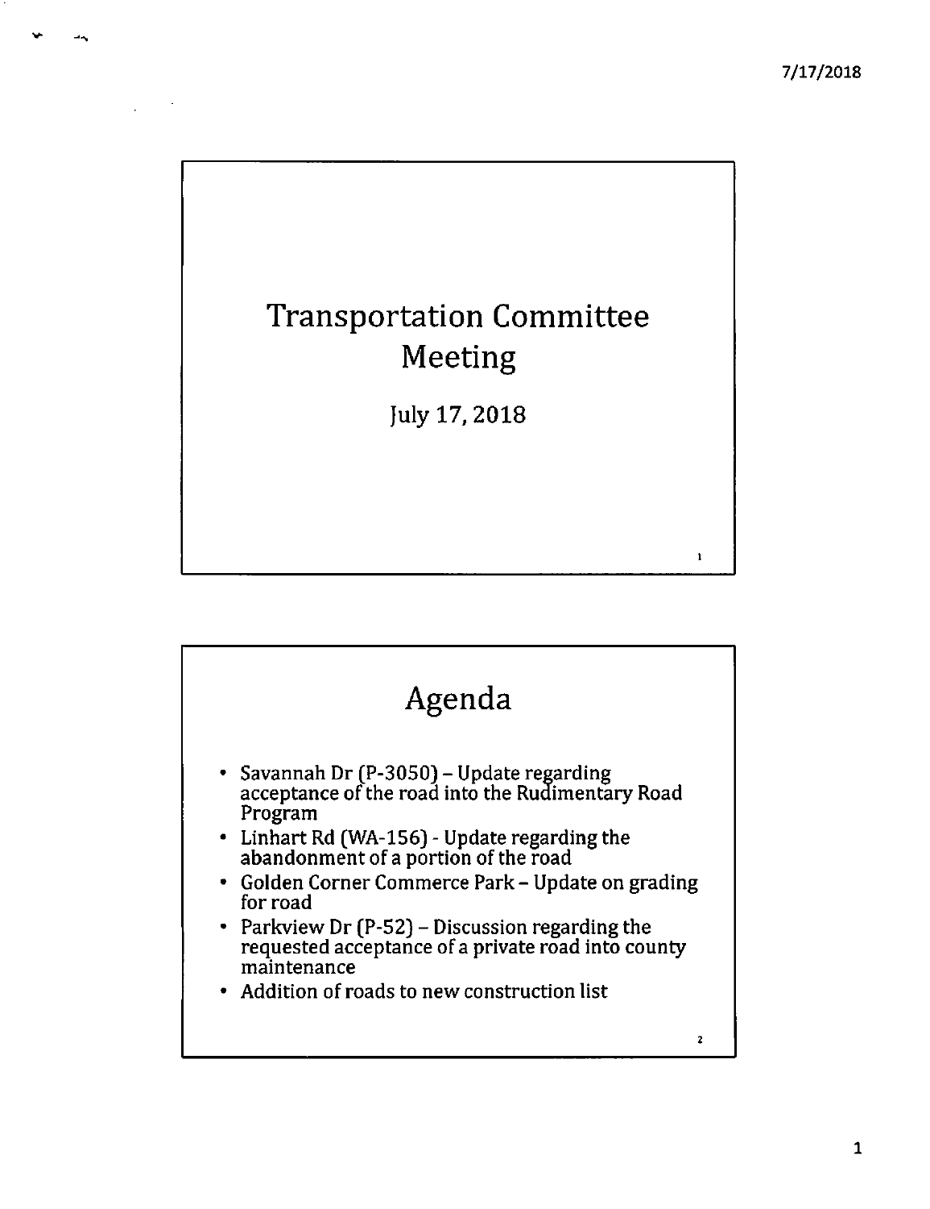# Transportation Committee Meeting

July 17, 2018

# Agenda

- Savannah Dr (P-3050) – Update regarding acceptance of the road into the Rudimentary Road Program
- Linhart Rd (WA-156) - Update regarding the abandonment of a portion of the road
- Golden Corner Commerce Park – Update on grading for road
- Parkview Dr (P-52) – Discussion regarding the requested acceptance of a private road into county maintenance
- Addition of roads to new construction list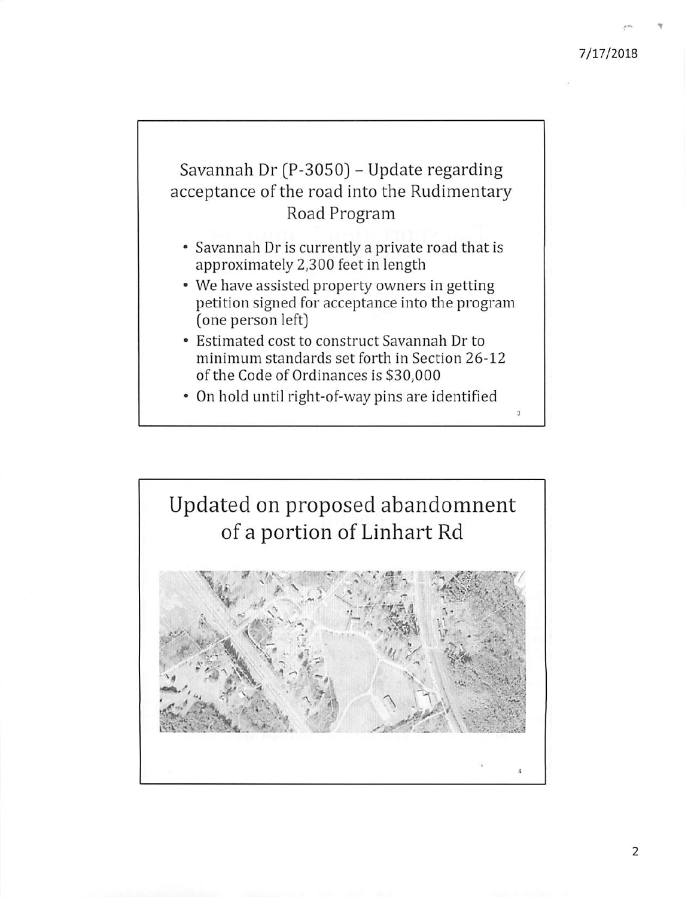## Savannah Dr (P-3050) – Update regarding acceptance of the road into the Rudimentary Road Program

- Savannah Dr is currently a private road that is approximately 2,300 feet in length
- We have assisted property owners in getting petition signed for acceptance into the program (one person left)
- Estimated cost to construct Savannah Dr to minimum standards set forth in Section 26-12 of the Code of Ordinances is $30,000
- On hold until right-of-way pins are identified

## Updated on proposed abandomnent of a portion of Linhart Rd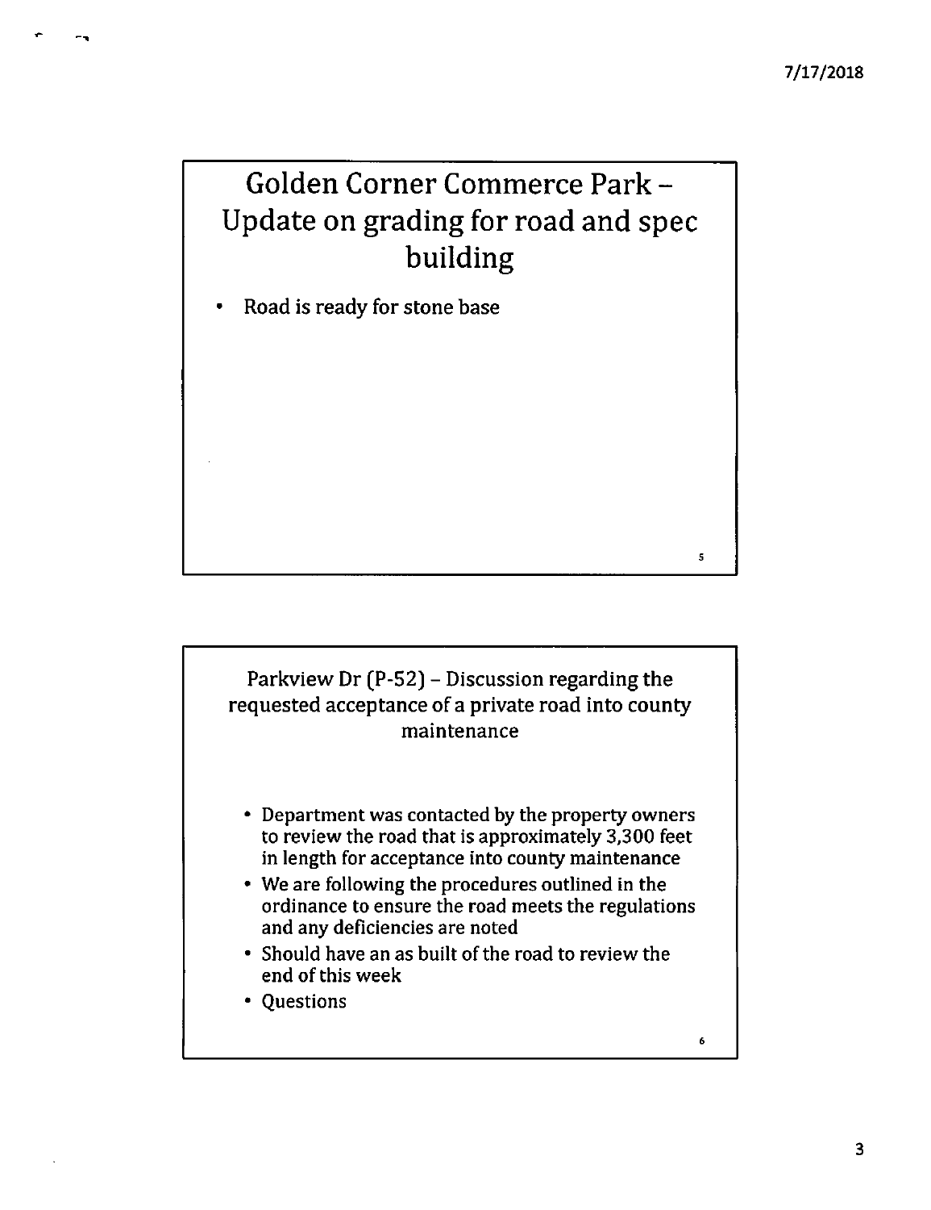## Golden Corner Commerce Park – Update on grading for road and spec building

- Road is ready for stone base

## Parkview Dr (P-52) – Discussion regarding the requested acceptance of a private road into county maintenance

- Department was contacted by the property owners to review the road that is approximately 3,300 feet in length for acceptance into county maintenance
- We are following the procedures outlined in the ordinance to ensure the road meets the regulations and any deficiencies are noted
- Should have an as built of the road to review the end of this week
- Questions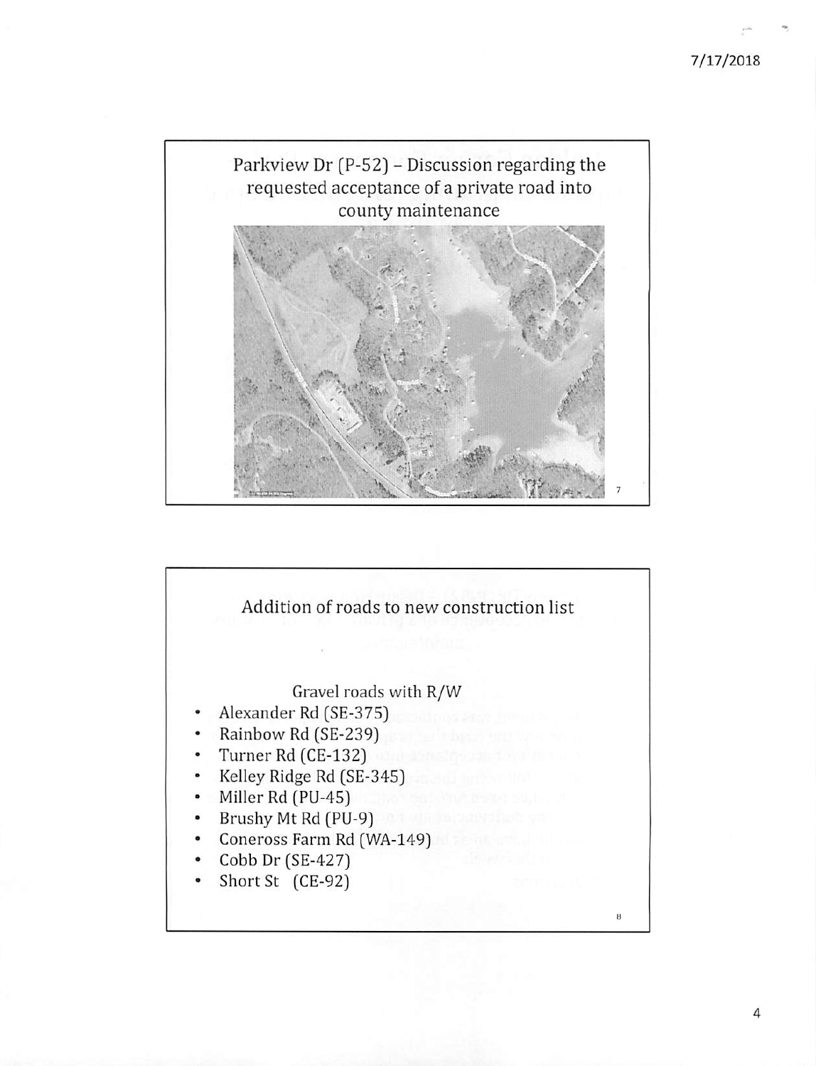## Parkview Dr (P-52) – Discussion regarding the requested acceptance of a private road into county maintenance

## Addition of roads to new construction list

Gravel roads with R/W

- Alexander Rd (SE-375)
- Rainbow Rd (SE-239)
- Turner Rd (CE-132)
- Kelley Ridge Rd (SE-345)
- Miller Rd (PU-45)
- Brushy Mt Rd (PU-9)
- Coneross Farm Rd (WA-149)
- Cobb Dr (SE-427)
- Short St (CE-92)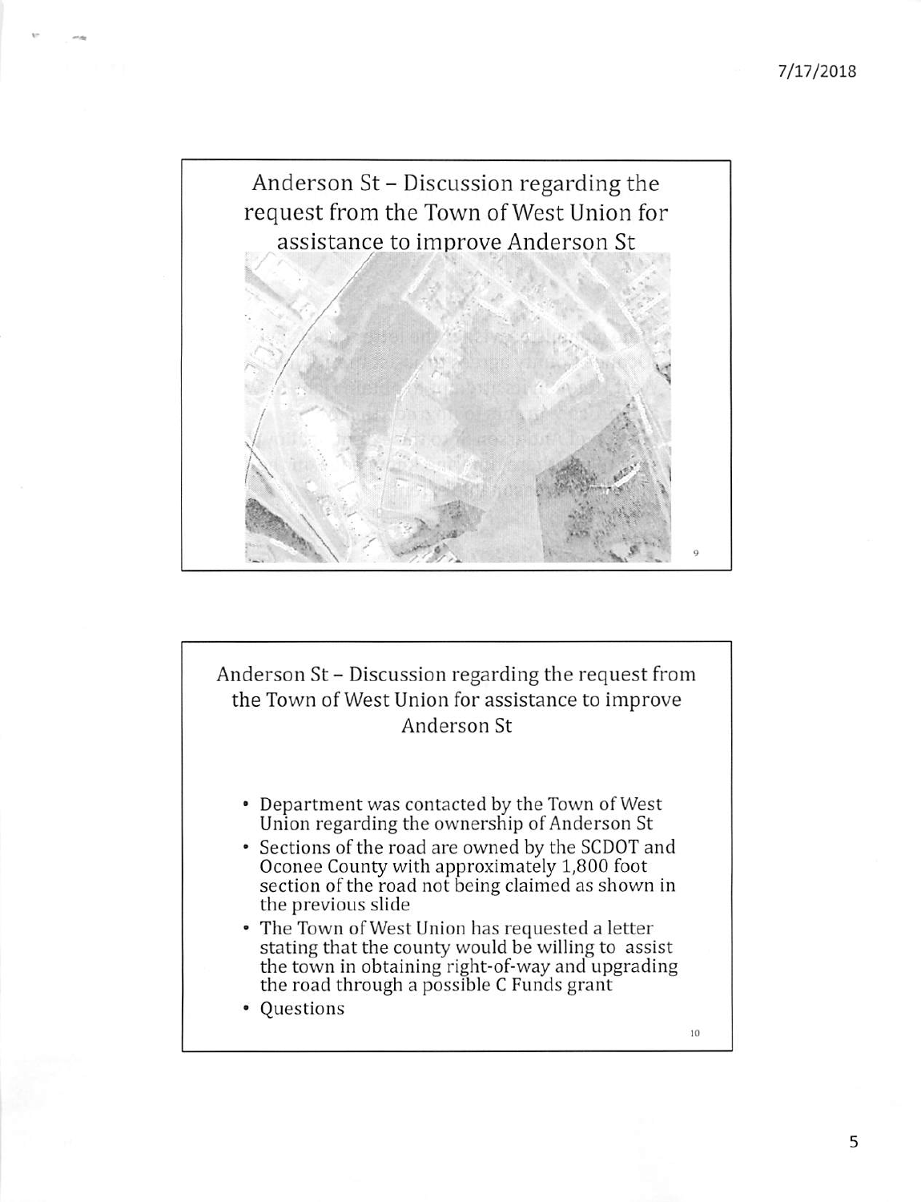## Anderson St – Discussion regarding the request from the Town of West Union for assistance to improve Anderson St

## Anderson St – Discussion regarding the request from the Town of West Union for assistance to improve Anderson St

- Department was contacted by the Town of West Union regarding the ownership of Anderson St
- Sections of the road are owned by the SCDOT and Oconee County with approximately 1,800 foot section of the road not being claimed as shown in the previous slide
- The Town of West Union has requested a letter stating that the county would be willing to assist the town in obtaining right-of-way and upgrading the road through a possible C Funds grant
- Questions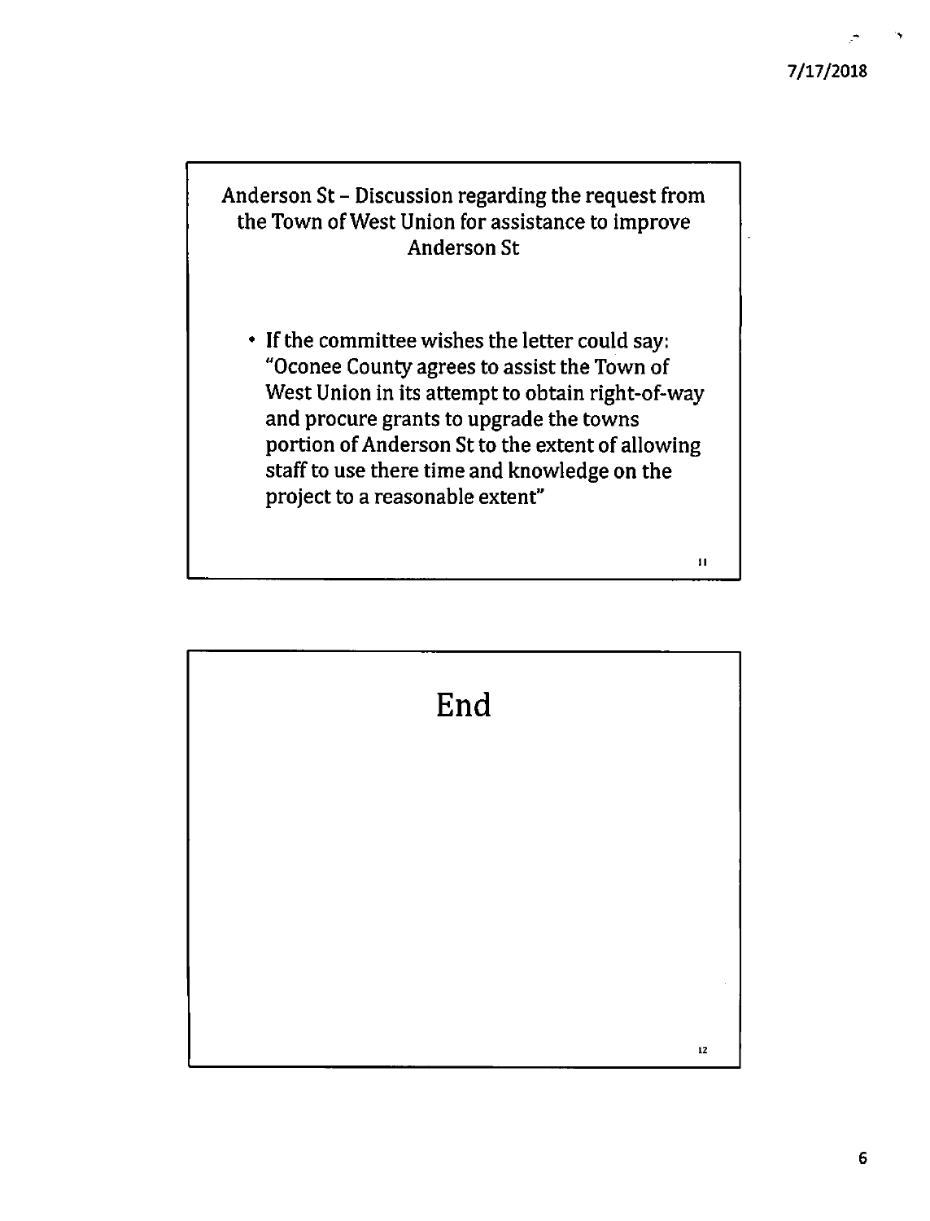Anderson St – Discussion regarding the request from the Town of West Union for assistance to improve Anderson St

- If the committee wishes the letter could say: "Oconee County agrees to assist the Town of West Union in its attempt to obtain right-of-way and procure grants to upgrade the towns portion of Anderson St to the extent of allowing staff to use there time and knowledge on the project to a reasonable extent"

# End